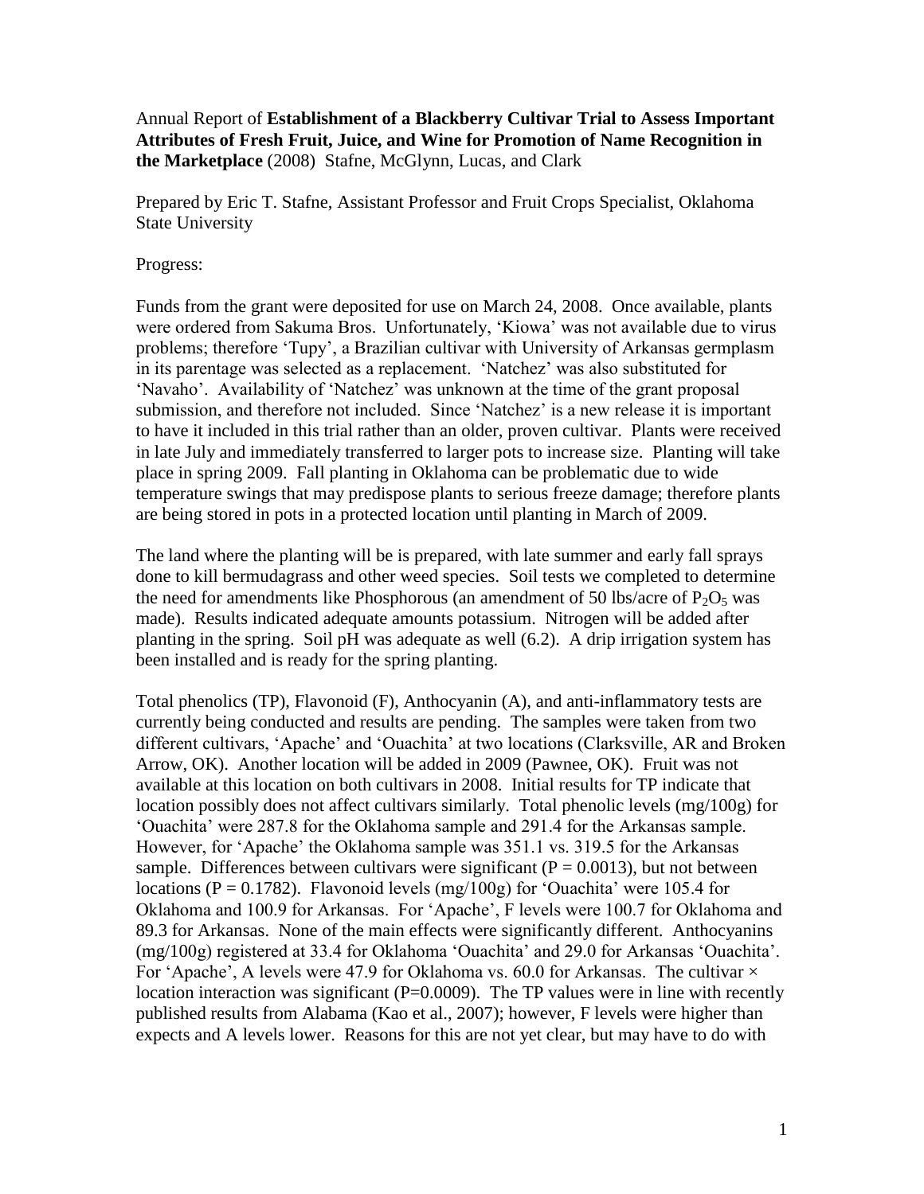Annual Report of **Establishment of a Blackberry Cultivar Trial to Assess Important Attributes of Fresh Fruit, Juice, and Wine for Promotion of Name Recognition in the Marketplace** (2008) Stafne, McGlynn, Lucas, and Clark

Prepared by Eric T. Stafne, Assistant Professor and Fruit Crops Specialist, Oklahoma State University

Progress:

Funds from the grant were deposited for use on March 24, 2008. Once available, plants were ordered from Sakuma Bros. Unfortunately, 'Kiowa' was not available due to virus problems; therefore 'Tupy', a Brazilian cultivar with University of Arkansas germplasm in its parentage was selected as a replacement. 'Natchez' was also substituted for 'Navaho'. Availability of 'Natchez' was unknown at the time of the grant proposal submission, and therefore not included. Since 'Natchez' is a new release it is important to have it included in this trial rather than an older, proven cultivar. Plants were received in late July and immediately transferred to larger pots to increase size. Planting will take place in spring 2009. Fall planting in Oklahoma can be problematic due to wide temperature swings that may predispose plants to serious freeze damage; therefore plants are being stored in pots in a protected location until planting in March of 2009.

The land where the planting will be is prepared, with late summer and early fall sprays done to kill bermudagrass and other weed species. Soil tests we completed to determine the need for amendments like Phosphorous (an amendment of 50 lbs/acre of $P_2O_5$ was made). Results indicated adequate amounts potassium. Nitrogen will be added after planting in the spring. Soil pH was adequate as well (6.2). A drip irrigation system has been installed and is ready for the spring planting.

Total phenolics (TP), Flavonoid (F), Anthocyanin (A), and anti-inflammatory tests are currently being conducted and results are pending. The samples were taken from two different cultivars, 'Apache' and 'Ouachita' at two locations (Clarksville, AR and Broken Arrow, OK). Another location will be added in 2009 (Pawnee, OK). Fruit was not available at this location on both cultivars in 2008. Initial results for TP indicate that location possibly does not affect cultivars similarly. Total phenolic levels (mg/100g) for 'Ouachita' were 287.8 for the Oklahoma sample and 291.4 for the Arkansas sample. However, for 'Apache' the Oklahoma sample was 351.1 vs. 319.5 for the Arkansas sample. Differences between cultivars were significant ($P = 0.0013$), but not between locations ($P = 0.1782$). Flavonoid levels (mg/100g) for 'Ouachita' were 105.4 for Oklahoma and 100.9 for Arkansas. For 'Apache', F levels were 100.7 for Oklahoma and 89.3 for Arkansas. None of the main effects were significantly different. Anthocyanins (mg/100g) registered at 33.4 for Oklahoma 'Ouachita' and 29.0 for Arkansas 'Ouachita'. For 'Apache', A levels were 47.9 for Oklahoma vs. 60.0 for Arkansas. The cultivar × location interaction was significant ($P=0.0009$). The TP values were in line with recently published results from Alabama (Kao et al., 2007); however, F levels were higher than expects and A levels lower. Reasons for this are not yet clear, but may have to do with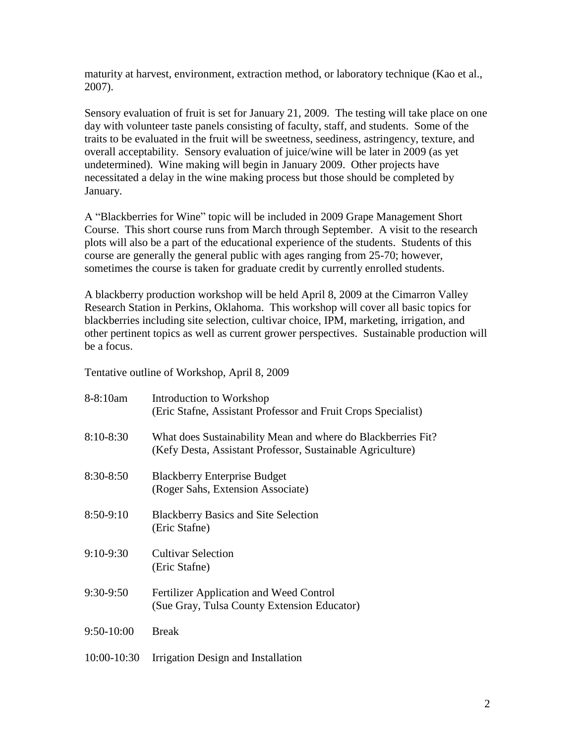maturity at harvest, environment, extraction method, or laboratory technique (Kao et al., 2007).

Sensory evaluation of fruit is set for January 21, 2009. The testing will take place on one day with volunteer taste panels consisting of faculty, staff, and students. Some of the traits to be evaluated in the fruit will be sweetness, seediness, astringency, texture, and overall acceptability. Sensory evaluation of juice/wine will be later in 2009 (as yet undetermined). Wine making will begin in January 2009. Other projects have necessitated a delay in the wine making process but those should be completed by January.

A "Blackberries for Wine" topic will be included in 2009 Grape Management Short Course. This short course runs from March through September. A visit to the research plots will also be a part of the educational experience of the students. Students of this course are generally the general public with ages ranging from 25-70; however, sometimes the course is taken for graduate credit by currently enrolled students.

A blackberry production workshop will be held April 8, 2009 at the Cimarron Valley Research Station in Perkins, Oklahoma. This workshop will cover all basic topics for blackberries including site selection, cultivar choice, IPM, marketing, irrigation, and other pertinent topics as well as current grower perspectives. Sustainable production will be a focus.

Tentative outline of Workshop, April 8, 2009

| | |
|---|---|
| 8-8:10am | Introduction to Workshop<br>(Eric Stafne, Assistant Professor and Fruit Crops Specialist) |
| 8:10-8:30 | What does Sustainability Mean and where do Blackberries Fit?<br>(Kefy Desta, Assistant Professor, Sustainable Agriculture) |
| 8:30-8:50 | Blackberry Enterprise Budget<br>(Roger Sahs, Extension Associate) |
| 8:50-9:10 | Blackberry Basics and Site Selection<br>(Eric Stafne) |
| 9:10-9:30 | Cultivar Selection<br>(Eric Stafne) |
| 9:30-9:50 | Fertilizer Application and Weed Control<br>(Sue Gray, Tulsa County Extension Educator) |
| 9:50-10:00 | Break |
| 10:00-10:30 | Irrigation Design and Installation |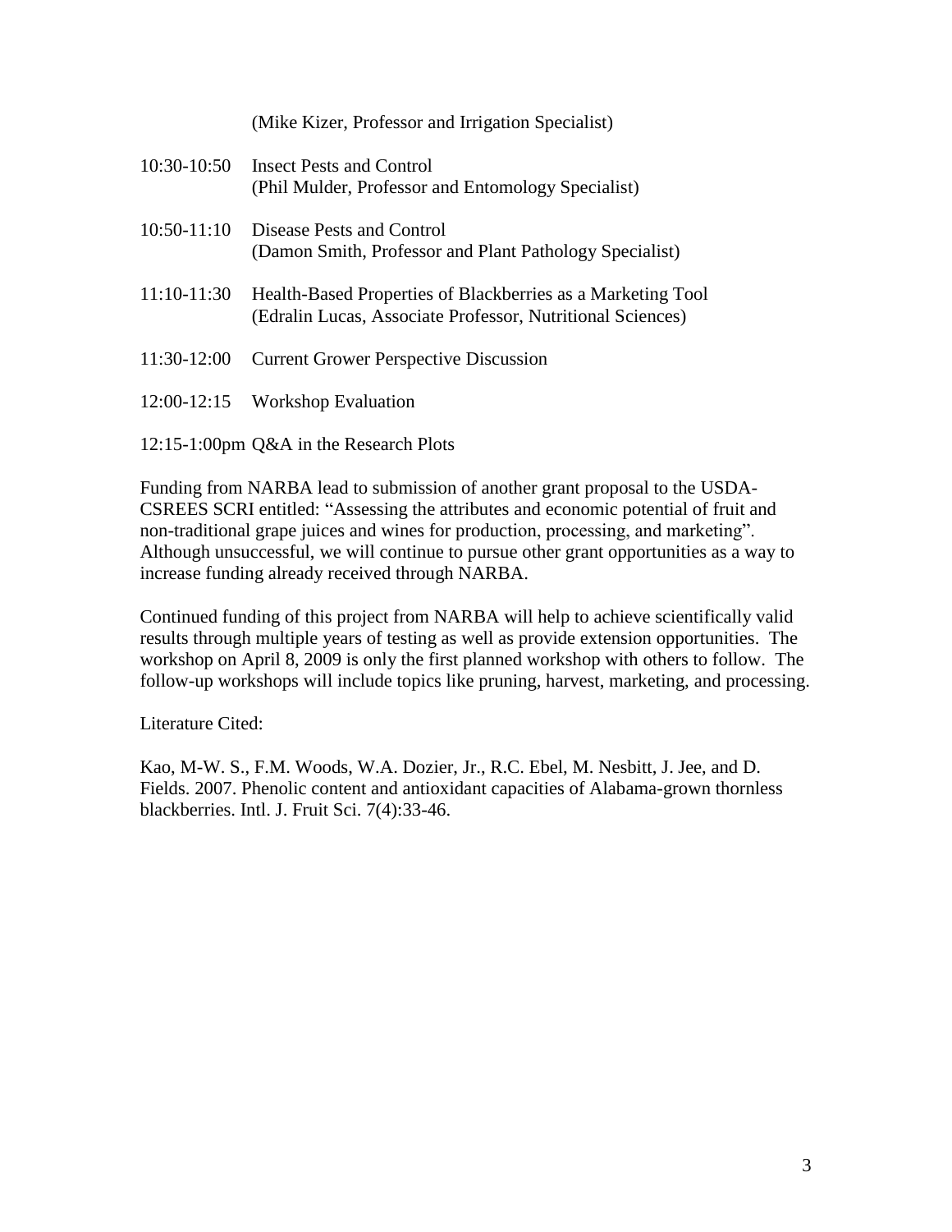(Mike Kizer, Professor and Irrigation Specialist)

10:30-10:50 Insect Pests and Control
(Phil Mulder, Professor and Entomology Specialist)

10:50-11:10 Disease Pests and Control
(Damon Smith, Professor and Plant Pathology Specialist)

11:10-11:30 Health-Based Properties of Blackberries as a Marketing Tool
(Edralin Lucas, Associate Professor, Nutritional Sciences)

11:30-12:00 Current Grower Perspective Discussion

12:00-12:15 Workshop Evaluation

12:15-1:00pm Q&A in the Research Plots

Funding from NARBA lead to submission of another grant proposal to the USDA-CSREES SCRI entitled: "Assessing the attributes and economic potential of fruit and non-traditional grape juices and wines for production, processing, and marketing". Although unsuccessful, we will continue to pursue other grant opportunities as a way to increase funding already received through NARBA.

Continued funding of this project from NARBA will help to achieve scientifically valid results through multiple years of testing as well as provide extension opportunities. The workshop on April 8, 2009 is only the first planned workshop with others to follow. The follow-up workshops will include topics like pruning, harvest, marketing, and processing.

Literature Cited:

Kao, M-W. S., F.M. Woods, W.A. Dozier, Jr., R.C. Ebel, M. Nesbitt, J. Jee, and D. Fields. 2007. Phenolic content and antioxidant capacities of Alabama-grown thornless blackberries. Intl. J. Fruit Sci. 7(4):33-46.